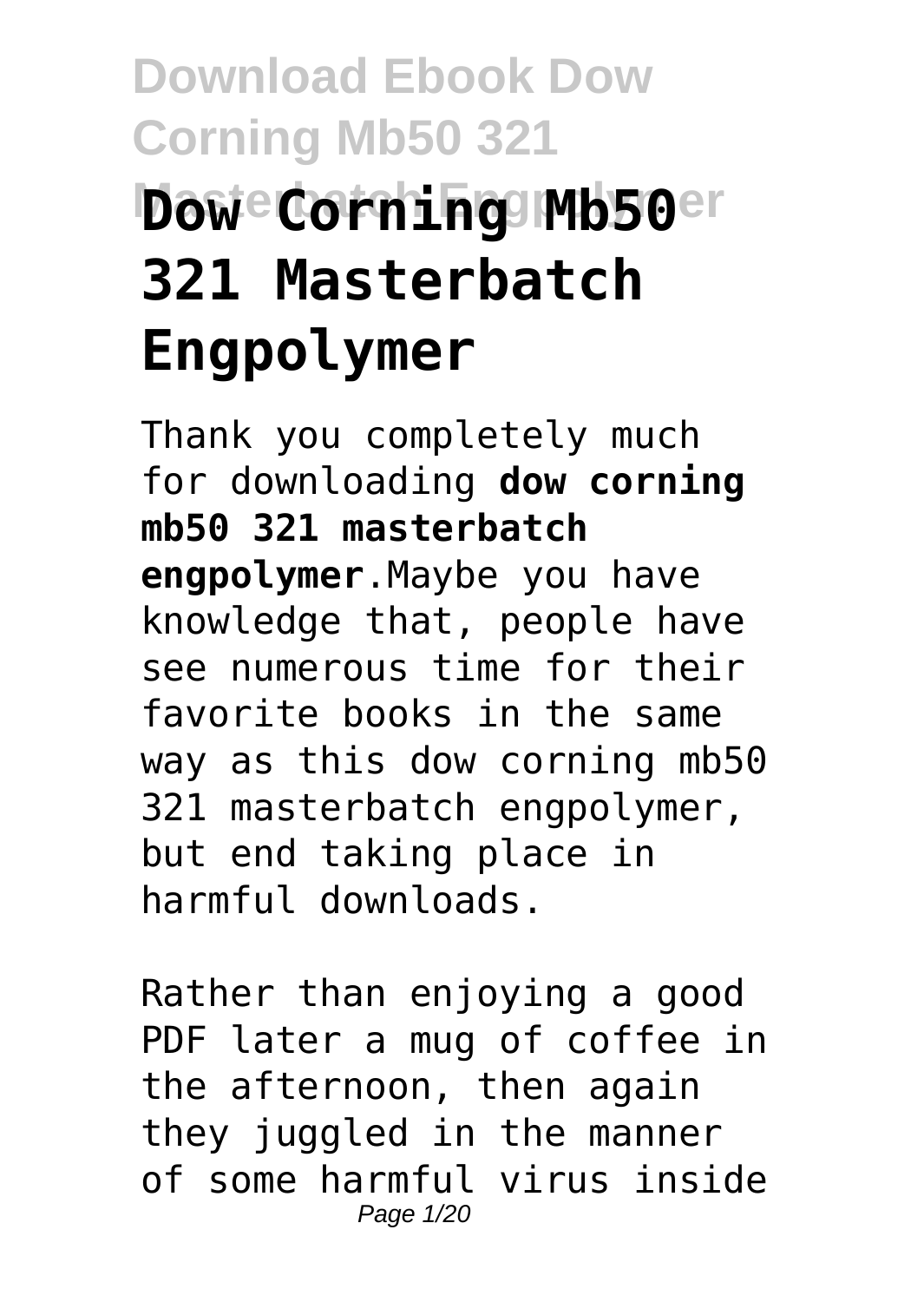# Dow Corning Mb50 321 Masterbatch Engpolymer

Thank you completely much for downloading **dow corning mb50 321 masterbatch engpolymer**.Maybe you have knowledge that, people have see numerous time for their favorite books in the same way as this dow corning mb50 321 masterbatch engpolymer, but end taking place in harmful downloads.

Rather than enjoying a good PDF later a mug of coffee in the afternoon, then again they juggled in the manner of some harmful virus inside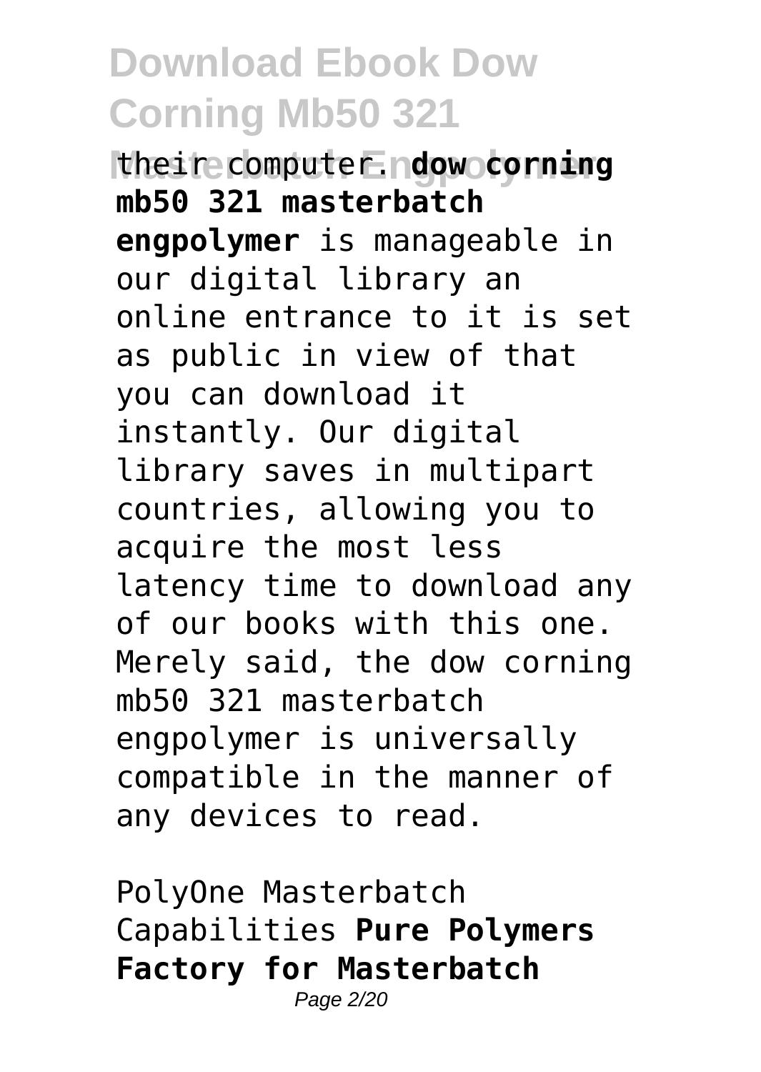their computer. **dow corning mb50 321 masterbatch engpolymer** is manageable in our digital library an online entrance to it is set as public in view of that you can download it instantly. Our digital library saves in multipart countries, allowing you to acquire the most less latency time to download any of our books with this one. Merely said, the dow corning mb50 321 masterbatch engpolymer is universally compatible in the manner of any devices to read.

PolyOne Masterbatch Capabilities **Pure Polymers Factory for Masterbatch**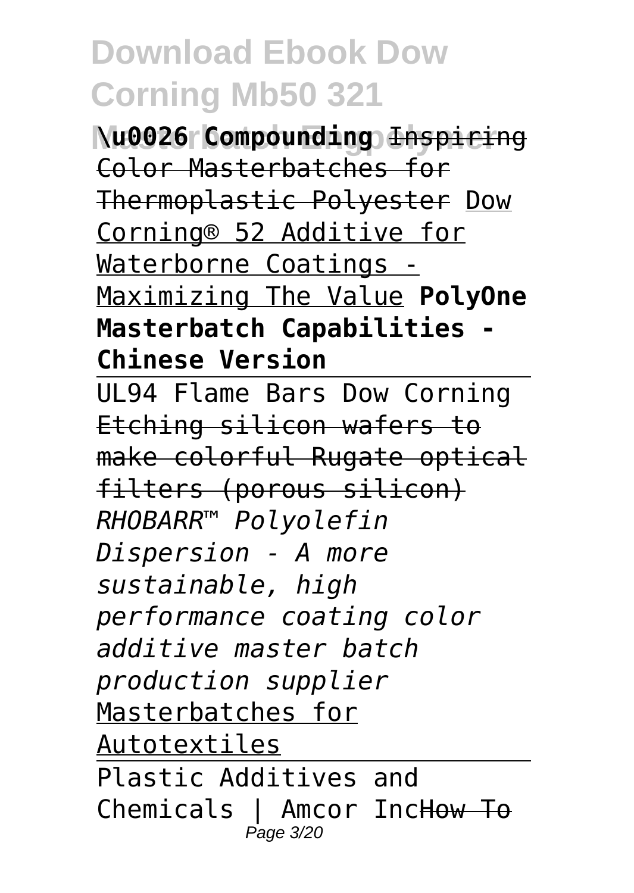**\u0026 Compounding** ~~Inspiring Color Masterbatches for Thermoplastic Polyester~~ Dow Corning® 52 Additive for Waterborne Coatings - Maximizing The Value **PolyOne Masterbatch Capabilities - Chinese Version**

UL94 Flame Bars Dow Corning ~~Etching silicon wafers to make colorful Rugate optical filters (porous silicon)~~ *RHOBARR™ Polyolefin Dispersion - A more sustainable, high performance coating color additive master batch production supplier* Masterbatches for Autotextiles

Plastic Additives and Chemicals | Amcor Inc~~How To~~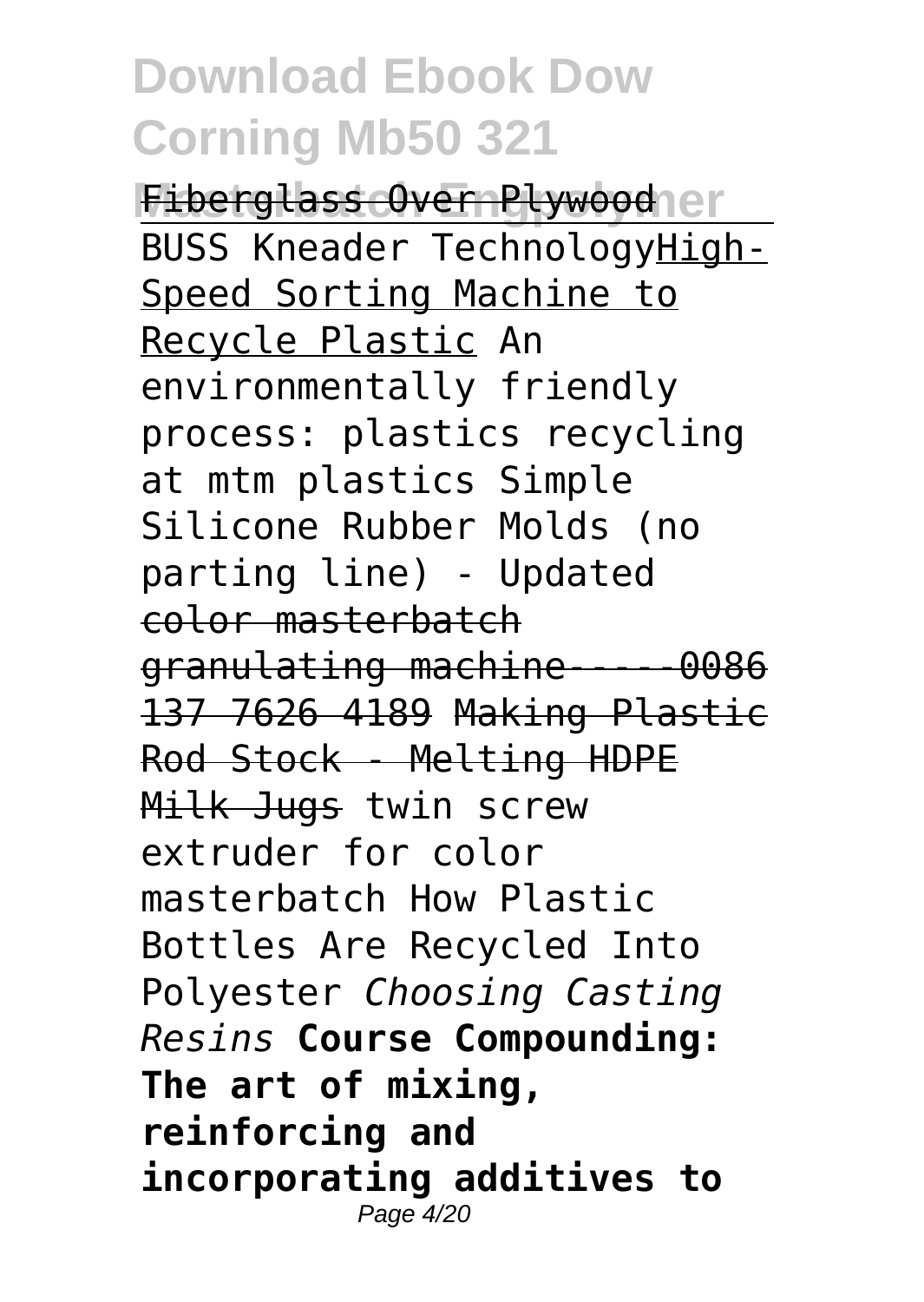Fiberglass Over Plywood

BUSS Kneader TechnologyHigh-Speed Sorting Machine to Recycle Plastic An environmentally friendly process: plastics recycling at mtm plastics Simple Silicone Rubber Molds (no parting line) - Updated color masterbatch granulating machine-----0086 137 7626 4189 Making Plastic Rod Stock - Melting HDPE Milk Jugs twin screw extruder for color masterbatch How Plastic Bottles Are Recycled Into Polyester *Choosing Casting Resins* **Course Compounding: The art of mixing, reinforcing and incorporating additives to**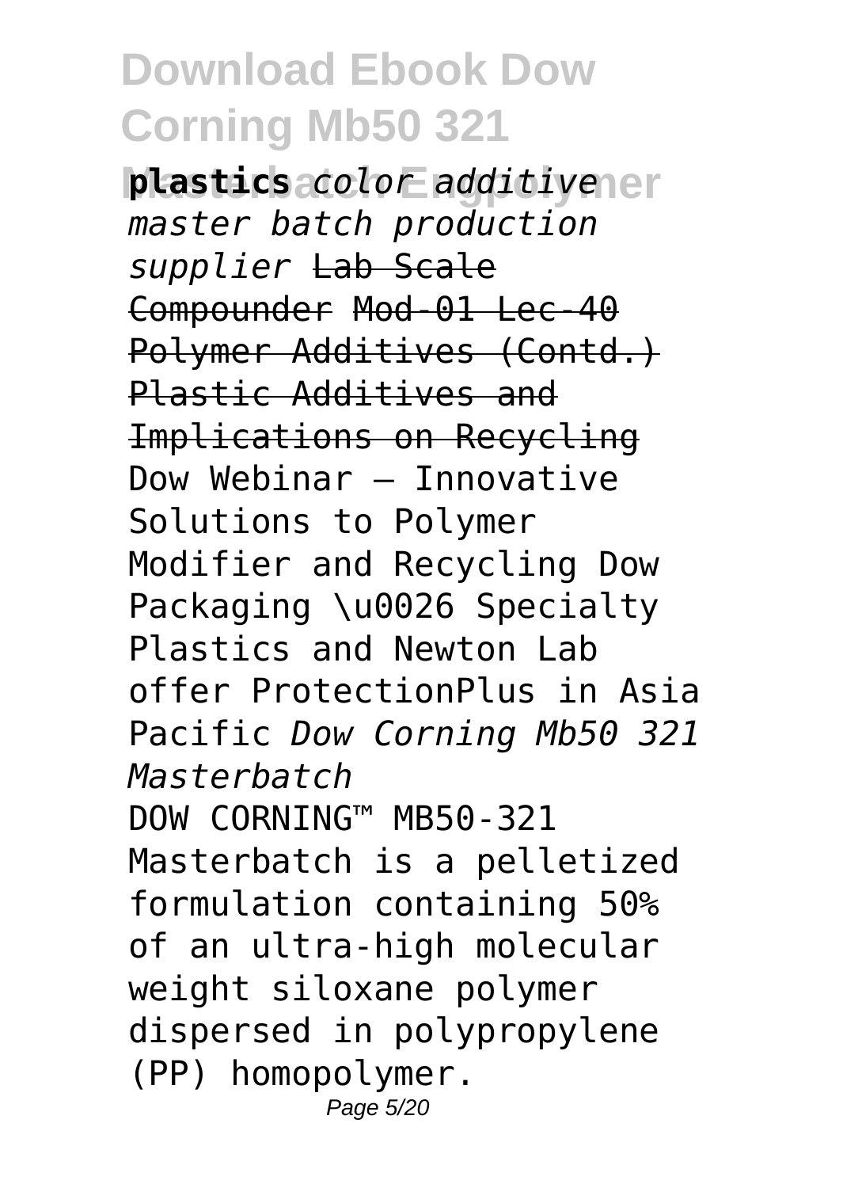**plastics** *color additive master batch production supplier* ~~Lab Scale Compounder~~ ~~Mod-01 Lec-40 Polymer Additives (Contd.)~~ ~~Plastic Additives and Implications on Recycling~~ Dow Webinar – Innovative Solutions to Polymer Modifier and Recycling Dow Packaging \u0026 Specialty Plastics and Newton Lab offer ProtectionPlus in Asia Pacific *Dow Corning Mb50 321 Masterbatch*

DOW CORNING™ MB50-321 Masterbatch is a pelletized formulation containing 50% of an ultra-high molecular weight siloxane polymer dispersed in polypropylene (PP) homopolymer.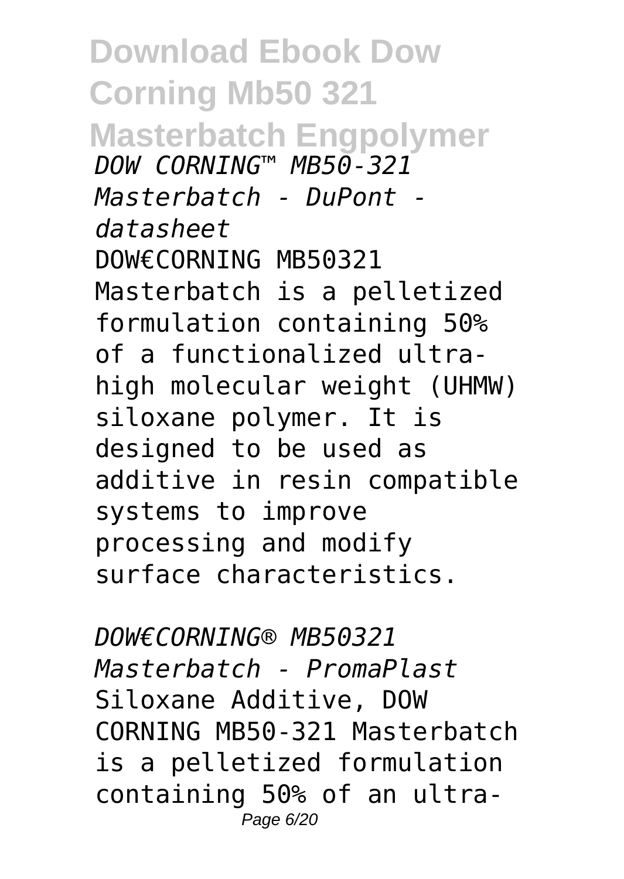# Download Ebook Dow Corning Mb50 321 Masterbatch Engpolymer

*DOW CORNING™ MB50-321 Masterbatch - DuPont - datasheet*

DOW€CORNING MB50321 Masterbatch is a pelletized formulation containing 50% of a functionalized ultra-high molecular weight (UHMW) siloxane polymer. It is designed to be used as additive in resin compatible systems to improve processing and modify surface characteristics.

*DOW€CORNING® MB50321 Masterbatch - PromaPlast*

Siloxane Additive, DOW CORNING MB50-321 Masterbatch is a pelletized formulation containing 50% of an ultra-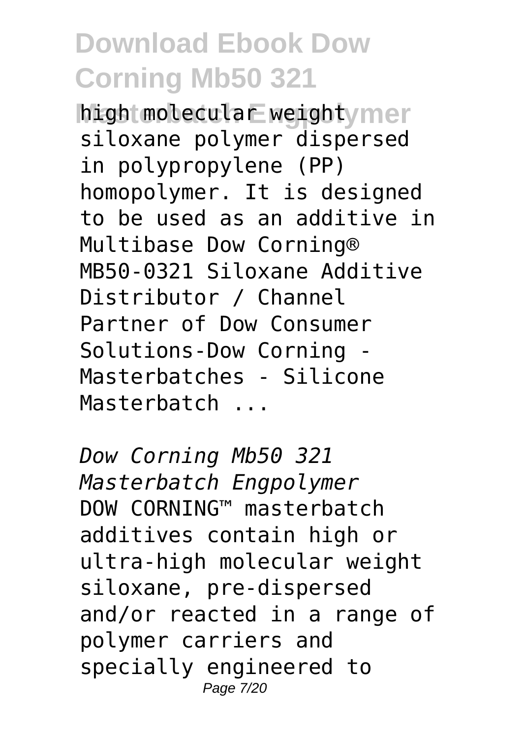high molecular weight siloxane polymer dispersed in polypropylene (PP) homopolymer. It is designed to be used as an additive in Multibase Dow Corning® MB50-0321 Siloxane Additive Distributor / Channel Partner of Dow Consumer Solutions-Dow Corning - Masterbatches - Silicone Masterbatch ...

*Dow Corning Mb50 321 Masterbatch Engpolymer*
DOW CORNING™ masterbatch additives contain high or ultra-high molecular weight siloxane, pre-dispersed and/or reacted in a range of polymer carriers and specially engineered to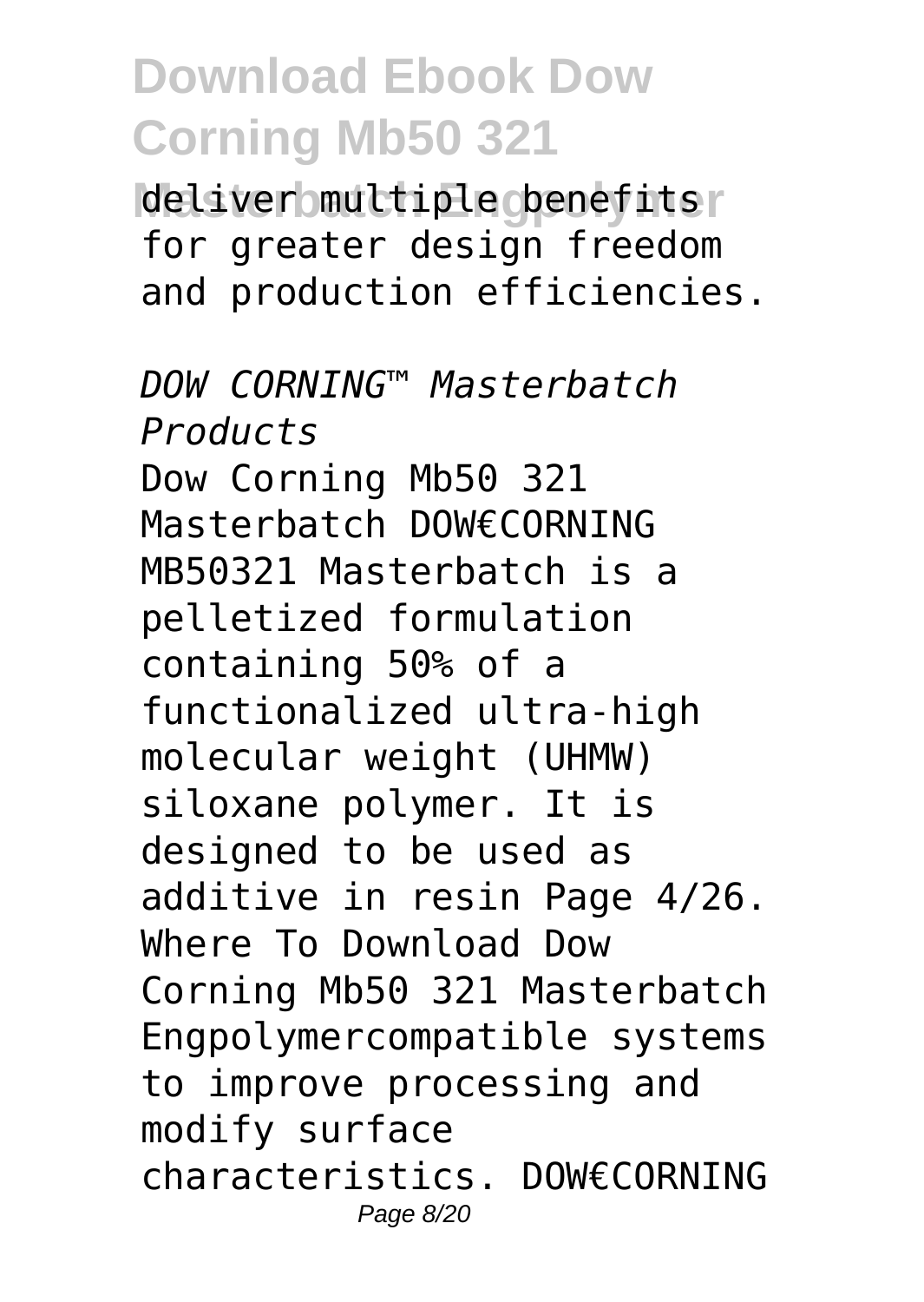deliver multiple benefits for greater design freedom and production efficiencies.

*DOW CORNING™ Masterbatch Products*

Dow Corning Mb50 321 Masterbatch DOW€CORNING MB50321 Masterbatch is a pelletized formulation containing 50% of a functionalized ultra-high molecular weight (UHMW) siloxane polymer. It is designed to be used as additive in resin Page 4/26. Where To Download Dow Corning Mb50 321 Masterbatch Engpolymercompatible systems to improve processing and modify surface characteristics. DOW€CORNING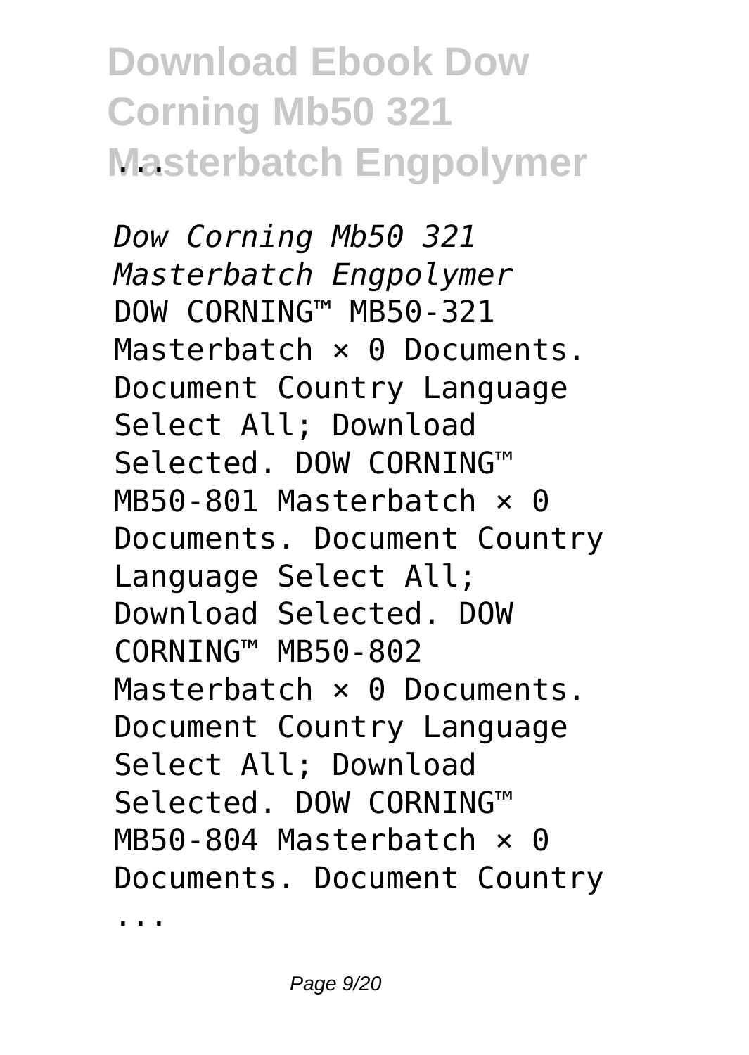*Dow Corning Mb50 321 Masterbatch Engpolymer*

DOW CORNING™ MB50-321 Masterbatch × 0 Documents. Document Country Language Select All; Download Selected. DOW CORNING™ MB50-801 Masterbatch × 0 Documents. Document Country Language Select All; Download Selected. DOW CORNING™ MB50-802 Masterbatch × 0 Documents. Document Country Language Select All; Download Selected. DOW CORNING™ MB50-804 Masterbatch × 0 Documents. Document Country ...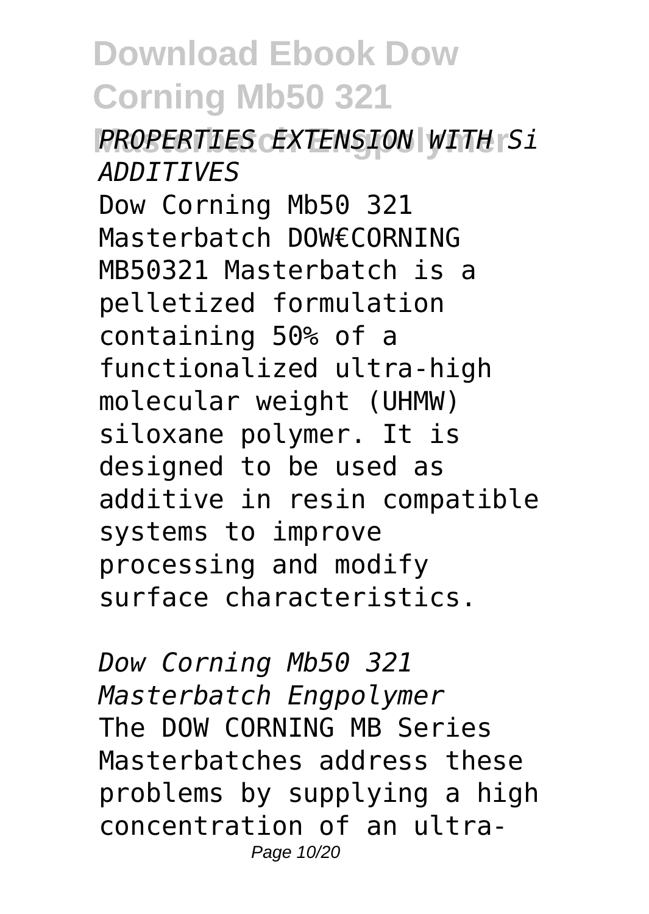*PROPERTIES EXTENSION WITH Si ADDITIVES*

Dow Corning Mb50 321 Masterbatch DOW€CORNING MB50321 Masterbatch is a pelletized formulation containing 50% of a functionalized ultra-high molecular weight (UHMW) siloxane polymer. It is designed to be used as additive in resin compatible systems to improve processing and modify surface characteristics.

*Dow Corning Mb50 321 Masterbatch Engpolymer*

The DOW CORNING MB Series Masterbatches address these problems by supplying a high concentration of an ultra-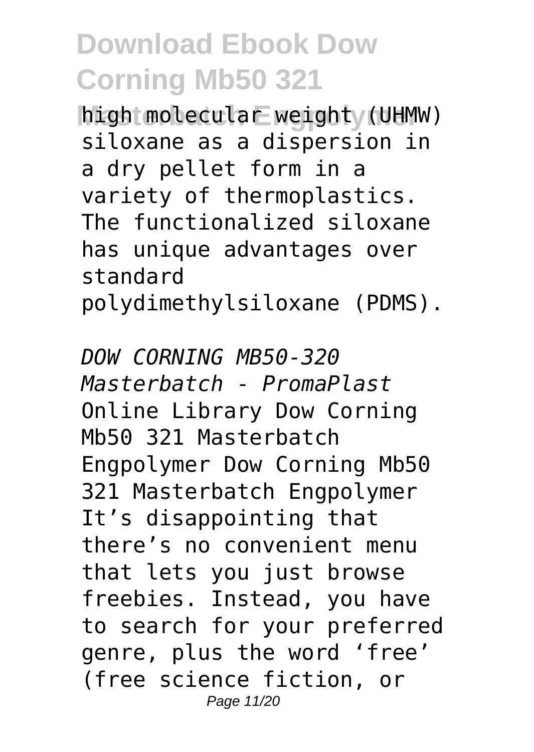high molecular weight (UHMW) siloxane as a dispersion in a dry pellet form in a variety of thermoplastics. The functionalized siloxane has unique advantages over standard polydimethylsiloxane (PDMS).

*DOW CORNING MB50-320 Masterbatch - PromaPlast*

Online Library Dow Corning Mb50 321 Masterbatch Engpolymer Dow Corning Mb50 321 Masterbatch Engpolymer It’s disappointing that there’s no convenient menu that lets you just browse freebies. Instead, you have to search for your preferred genre, plus the word ‘free’ (free science fiction, or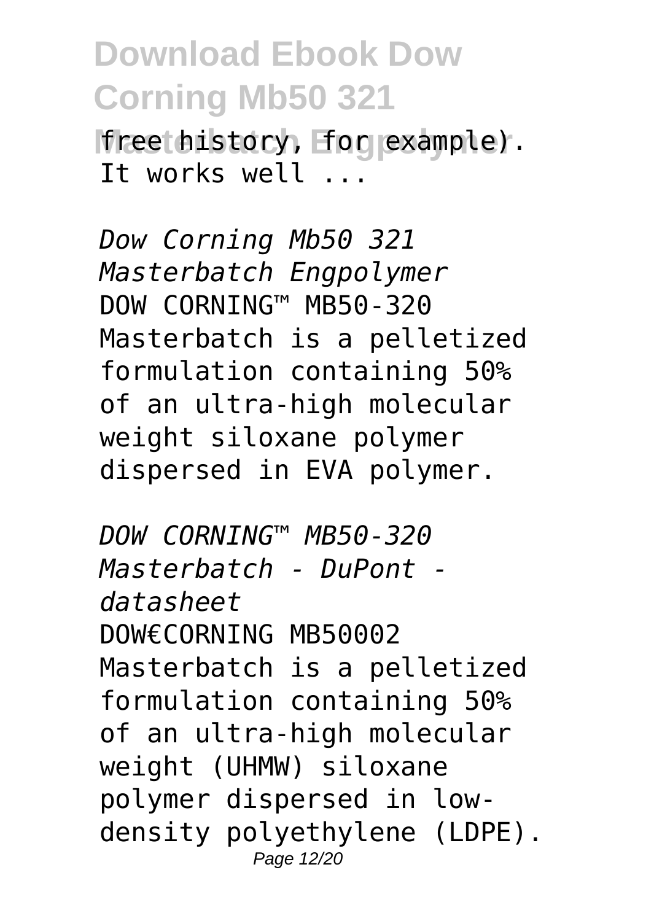free history, for example). It works well ...

*Dow Corning Mb50 321 Masterbatch Engpolymer*

DOW CORNING™ MB50-320 Masterbatch is a pelletized formulation containing 50% of an ultra-high molecular weight siloxane polymer dispersed in EVA polymer.

*DOW CORNING™ MB50-320 Masterbatch - DuPont - datasheet*

DOW€CORNING MB50002 Masterbatch is a pelletized formulation containing 50% of an ultra-high molecular weight (UHMW) siloxane polymer dispersed in low-density polyethylene (LDPE).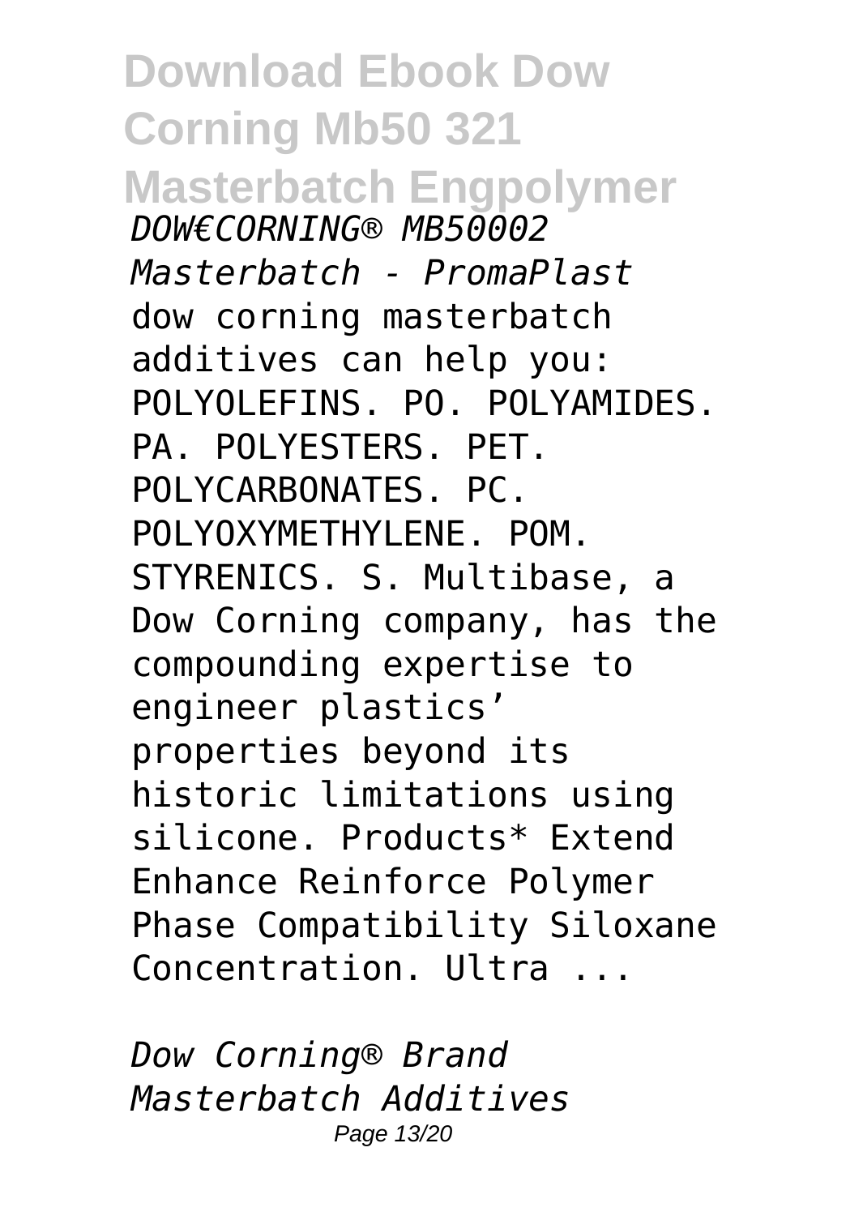*DOW€CORNING® MB50002 Masterbatch - PromaPlast*

dow corning masterbatch additives can help you: POLYOLEFINS. PO. POLYAMIDES. PA. POLYESTERS. PET. POLYCARBONATES. PC. POLYOXYMETHYLENE. POM. STYRENICS. S. Multibase, a Dow Corning company, has the compounding expertise to engineer plastics' properties beyond its historic limitations using silicone. Products* Extend Enhance Reinforce Polymer Phase Compatibility Siloxane Concentration. Ultra ...

*Dow Corning® Brand Masterbatch Additives*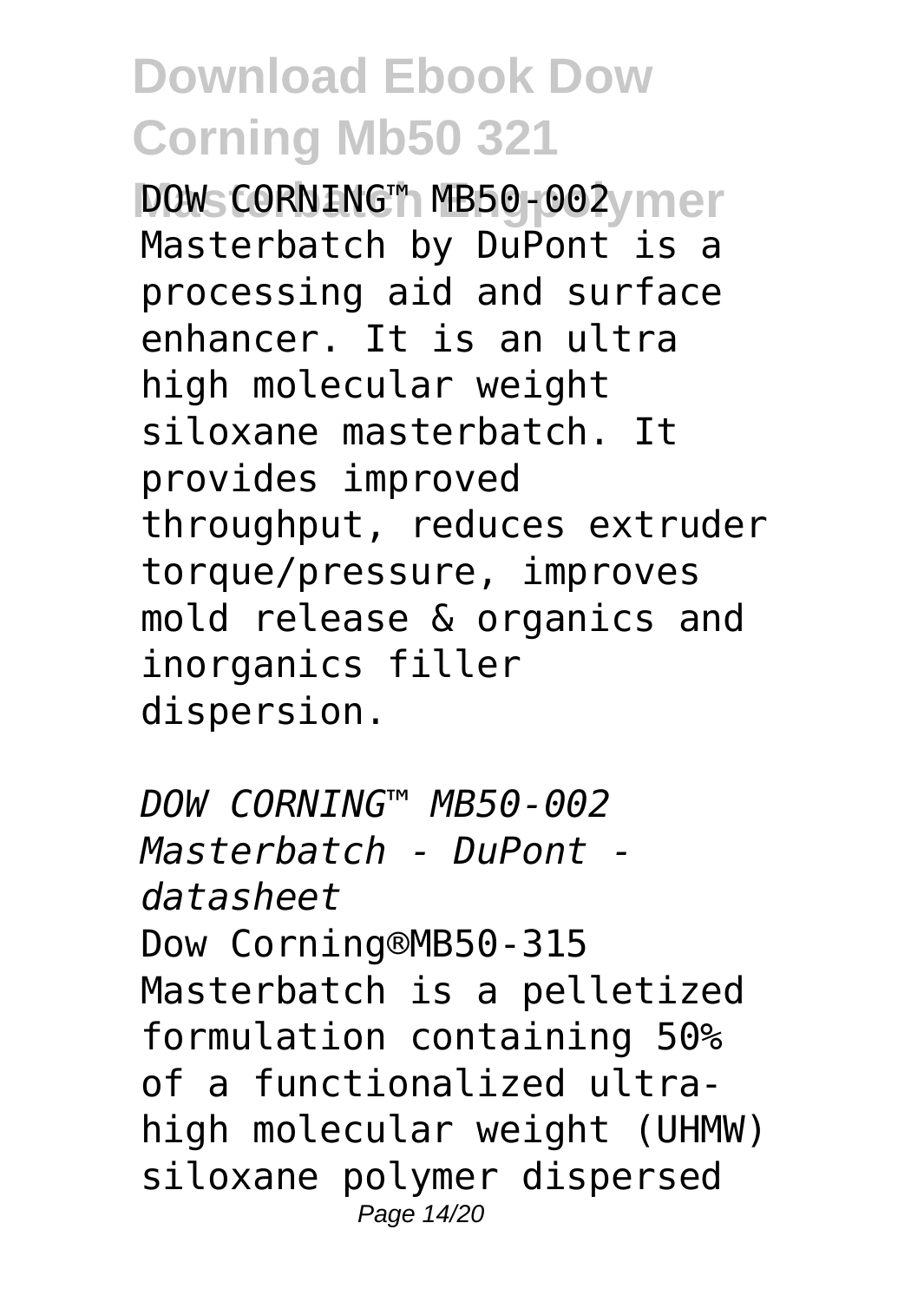DOW CORNING™ MB50-002 Masterbatch by DuPont is a processing aid and surface enhancer. It is an ultra high molecular weight siloxane masterbatch. It provides improved throughput, reduces extruder torque/pressure, improves mold release & organics and inorganics filler dispersion.

*DOW CORNING™ MB50-002 Masterbatch - DuPont - datasheet*

Dow Corning®MB50-315 Masterbatch is a pelletized formulation containing 50% of a functionalized ultra-high molecular weight (UHMW) siloxane polymer dispersed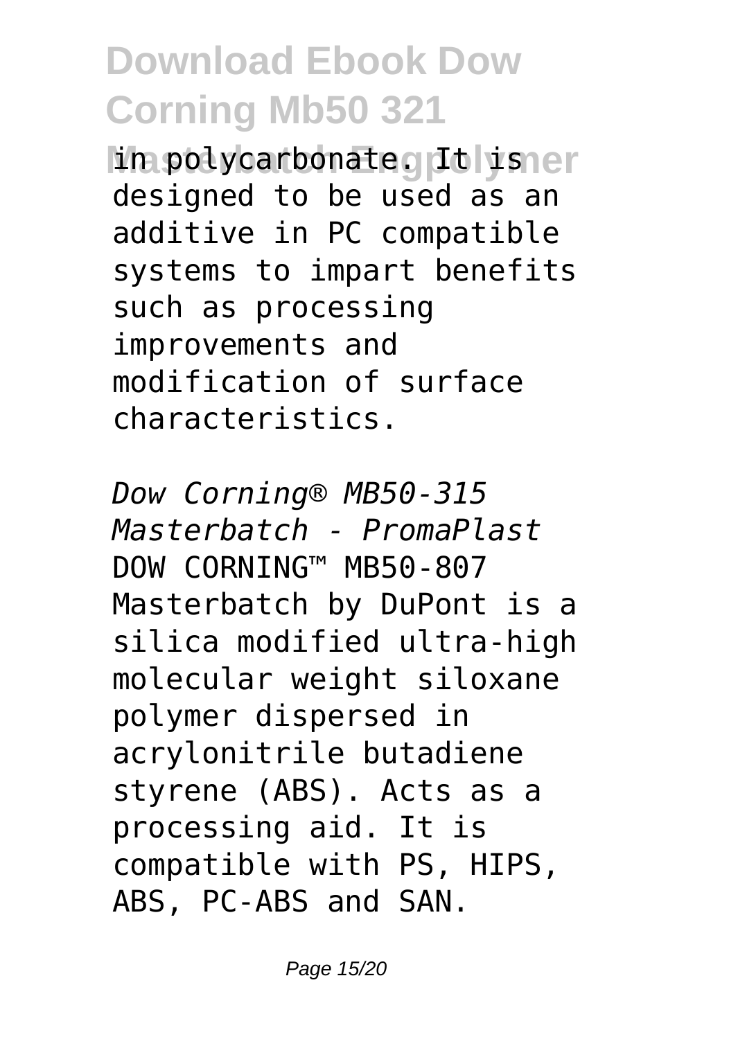in polycarbonate. It is designed to be used as an additive in PC compatible systems to impart benefits such as processing improvements and modification of surface characteristics.

*Dow Corning® MB50-315 Masterbatch - PromaPlast*

DOW CORNING™ MB50-807 Masterbatch by DuPont is a silica modified ultra-high molecular weight siloxane polymer dispersed in acrylonitrile butadiene styrene (ABS). Acts as a processing aid. It is compatible with PS, HIPS, ABS, PC-ABS and SAN.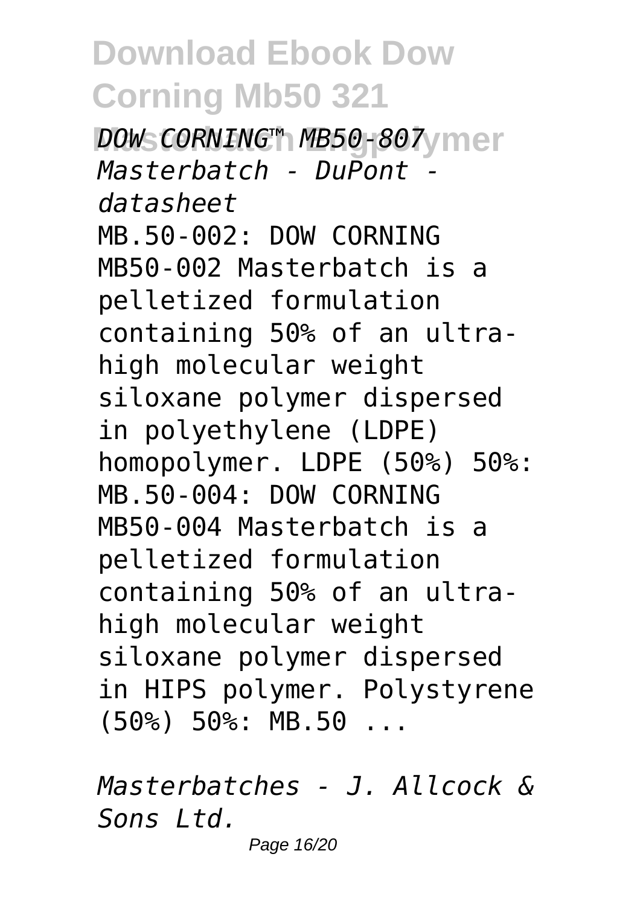*DOW CORNING™ MB50-807 Masterbatch - DuPont - datasheet*

MB.50-002: DOW CORNING MB50-002 Masterbatch is a pelletized formulation containing 50% of an ultra-high molecular weight siloxane polymer dispersed in polyethylene (LDPE) homopolymer. LDPE (50%) 50%: MB.50-004: DOW CORNING MB50-004 Masterbatch is a pelletized formulation containing 50% of an ultra-high molecular weight siloxane polymer dispersed in HIPS polymer. Polystyrene (50%) 50%: MB.50 ...

*Masterbatches - J. Allcock & Sons Ltd.*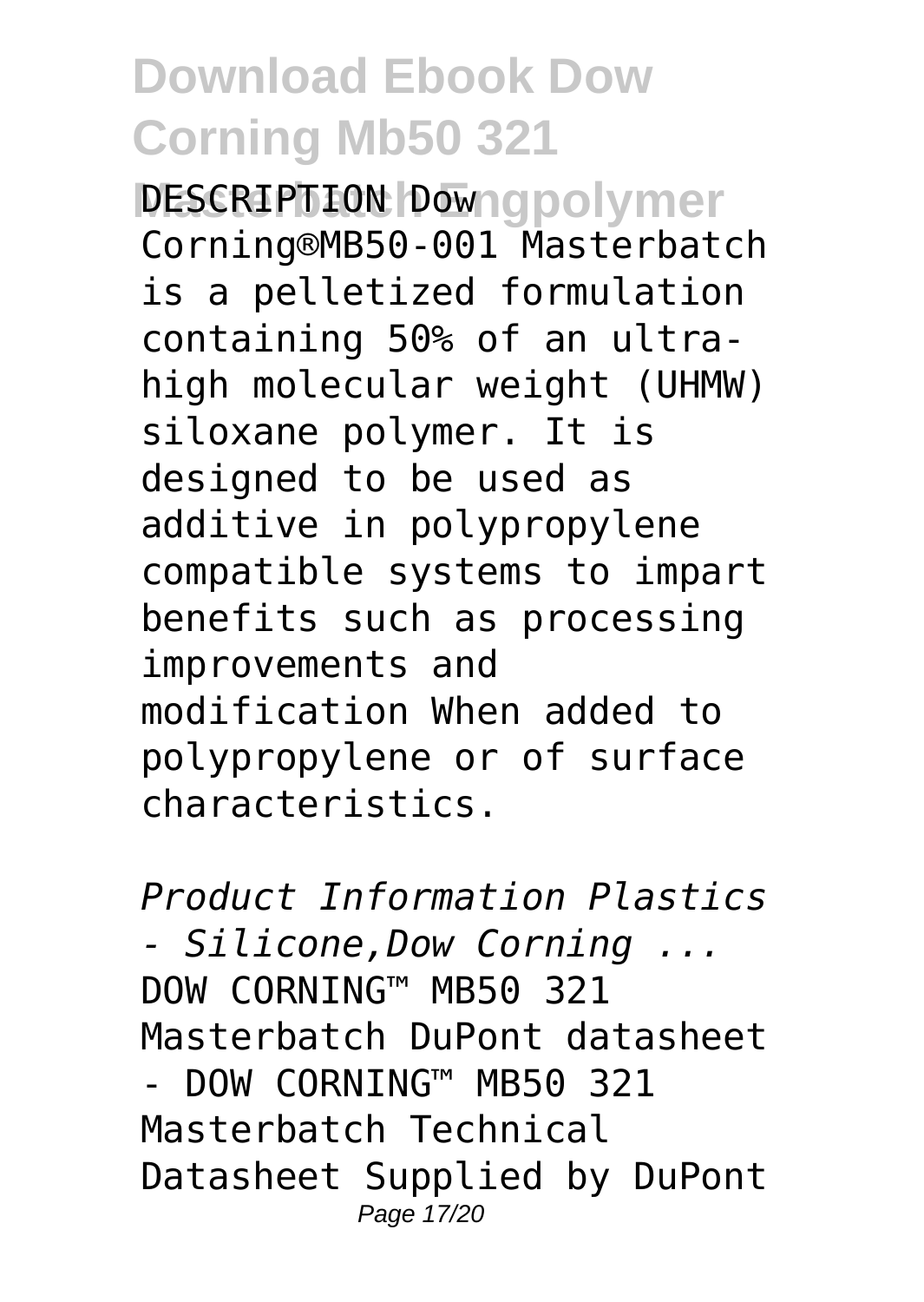DESCRIPTION Dow Corning®MB50-001 Masterbatch is a pelletized formulation containing 50% of an ultra-high molecular weight (UHMW) siloxane polymer. It is designed to be used as additive in polypropylene compatible systems to impart benefits such as processing improvements and modification When added to polypropylene or of surface characteristics.

*Product Information Plastics - Silicone,Dow Corning ...*

DOW CORNING™ MB50 321 Masterbatch DuPont datasheet - DOW CORNING™ MB50 321 Masterbatch Technical Datasheet Supplied by DuPont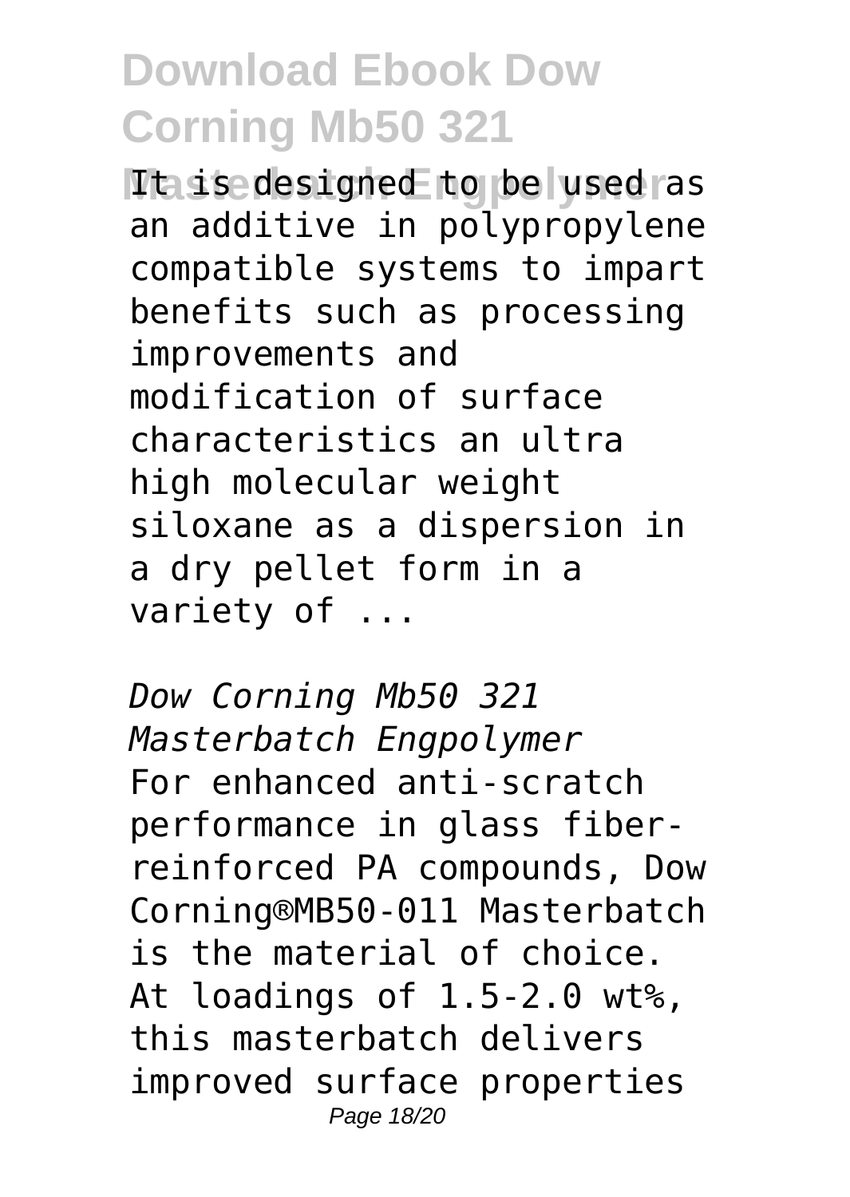It is designed to be used as an additive in polypropylene compatible systems to impart benefits such as processing improvements and modification of surface characteristics an ultra high molecular weight siloxane as a dispersion in a dry pellet form in a variety of ...

*Dow Corning Mb50 321 Masterbatch Engpolymer*

For enhanced anti-scratch performance in glass fiber-reinforced PA compounds, Dow Corning®MB50-011 Masterbatch is the material of choice. At loadings of 1.5-2.0 wt%, this masterbatch delivers improved surface properties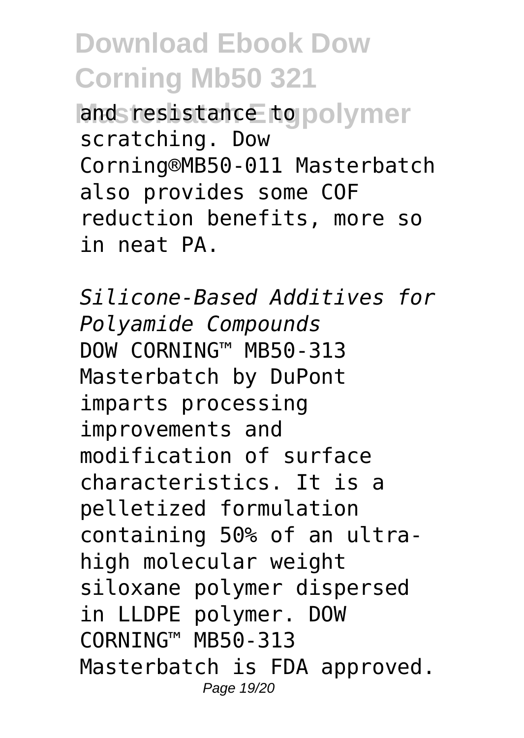and resistance to polymer scratching. Dow Corning®MB50-011 Masterbatch also provides some COF reduction benefits, more so in neat PA.

*Silicone-Based Additives for Polyamide Compounds*

DOW CORNING™ MB50-313 Masterbatch by DuPont imparts processing improvements and modification of surface characteristics. It is a pelletized formulation containing 50% of an ultra-high molecular weight siloxane polymer dispersed in LLDPE polymer. DOW CORNING™ MB50-313 Masterbatch is FDA approved.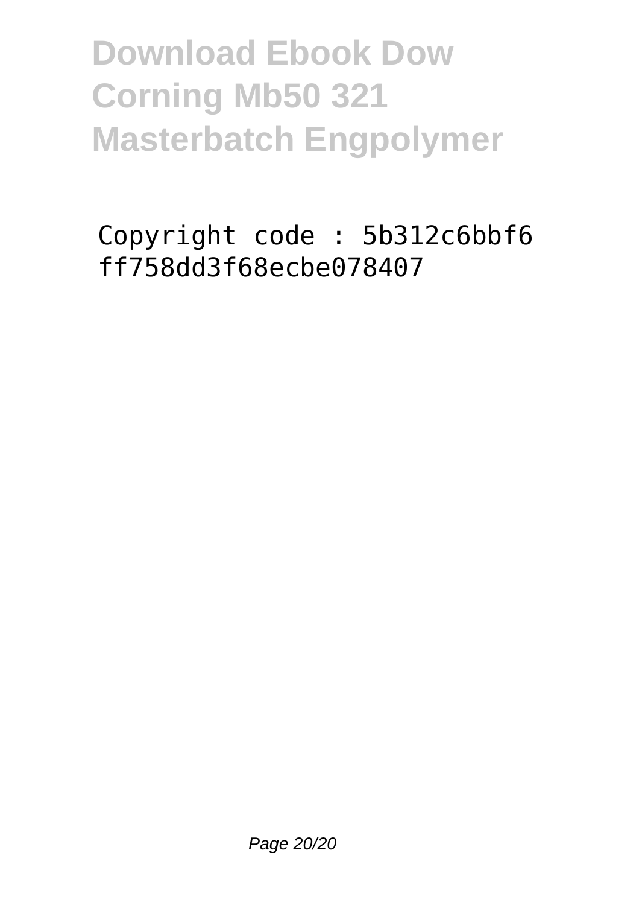Copyright code : 5b312c6bbf6ff758dd3f68ecbe078407